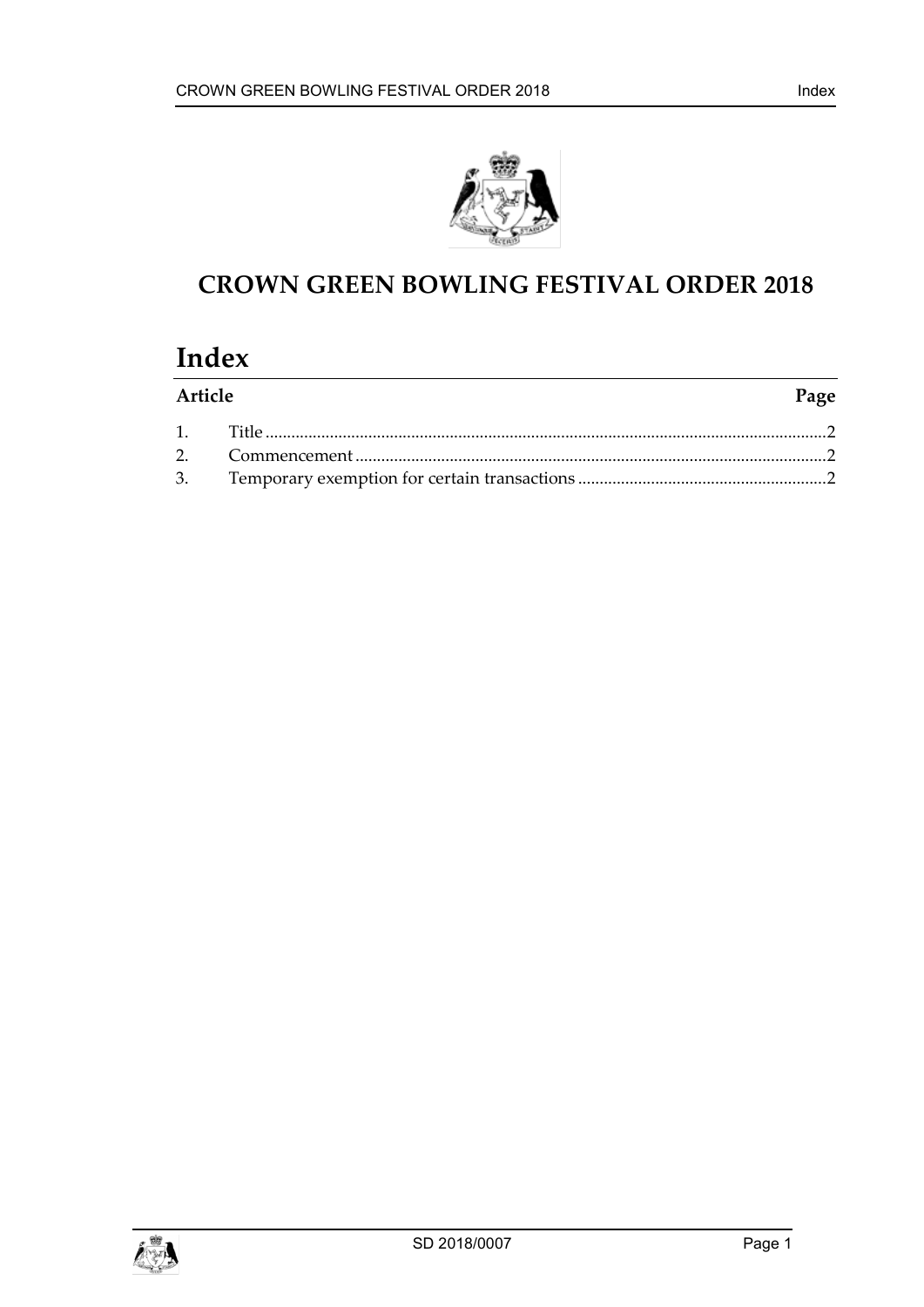# CROWN GREEN BOWLING FESTIVAL ORDER 2018

## Index

| Article | | Page |
|---|---|---|
| 1. | Title | 2 |
| 2. | Commencement | 2 |
| 3. | Temporary exemption for certain transactions | 2 |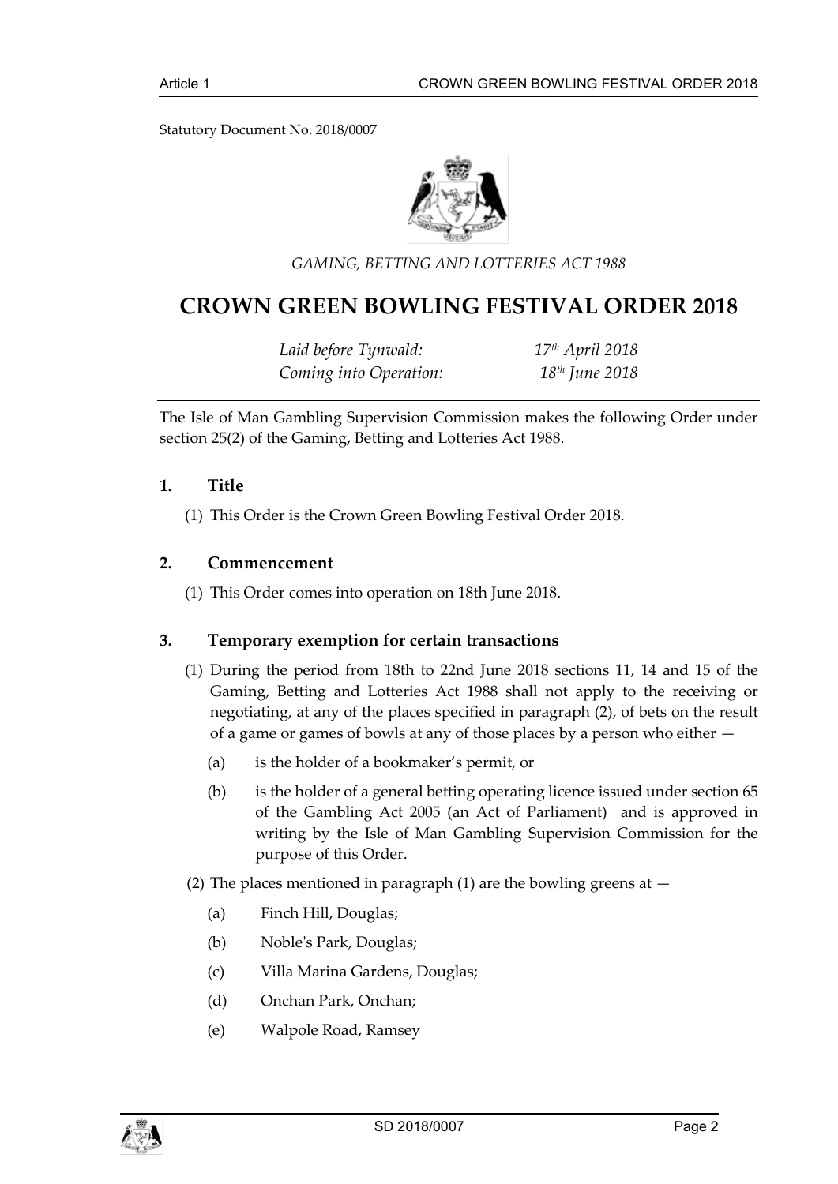Statutory Document No. 2018/0007

*GAMING, BETTING AND LOTTERIES ACT 1988*

# CROWN GREEN BOWLING FESTIVAL ORDER 2018

| | |
|---|---|
| *Laid before Tynwald:* | *17th April 2018* |
| *Coming into Operation:* | *18th June 2018* |

The Isle of Man Gambling Supervision Commission makes the following Order under section 25(2) of the Gaming, Betting and Lotteries Act 1988.

## 1. Title

(1) This Order is the Crown Green Bowling Festival Order 2018.

## 2. Commencement

(1) This Order comes into operation on 18th June 2018.

## 3. Temporary exemption for certain transactions

(1) During the period from 18th to 22nd June 2018 sections 11, 14 and 15 of the Gaming, Betting and Lotteries Act 1988 shall not apply to the receiving or negotiating, at any of the places specified in paragraph (2), of bets on the result of a game or games of bowls at any of those places by a person who either —

- (a) is the holder of a bookmaker's permit, or
- (b) is the holder of a general betting operating licence issued under section 65 of the Gambling Act 2005 (an Act of Parliament) and is approved in writing by the Isle of Man Gambling Supervision Commission for the purpose of this Order.

(2) The places mentioned in paragraph (1) are the bowling greens at —

- (a) Finch Hill, Douglas;
- (b) Noble's Park, Douglas;
- (c) Villa Marina Gardens, Douglas;
- (d) Onchan Park, Onchan;
- (e) Walpole Road, Ramsey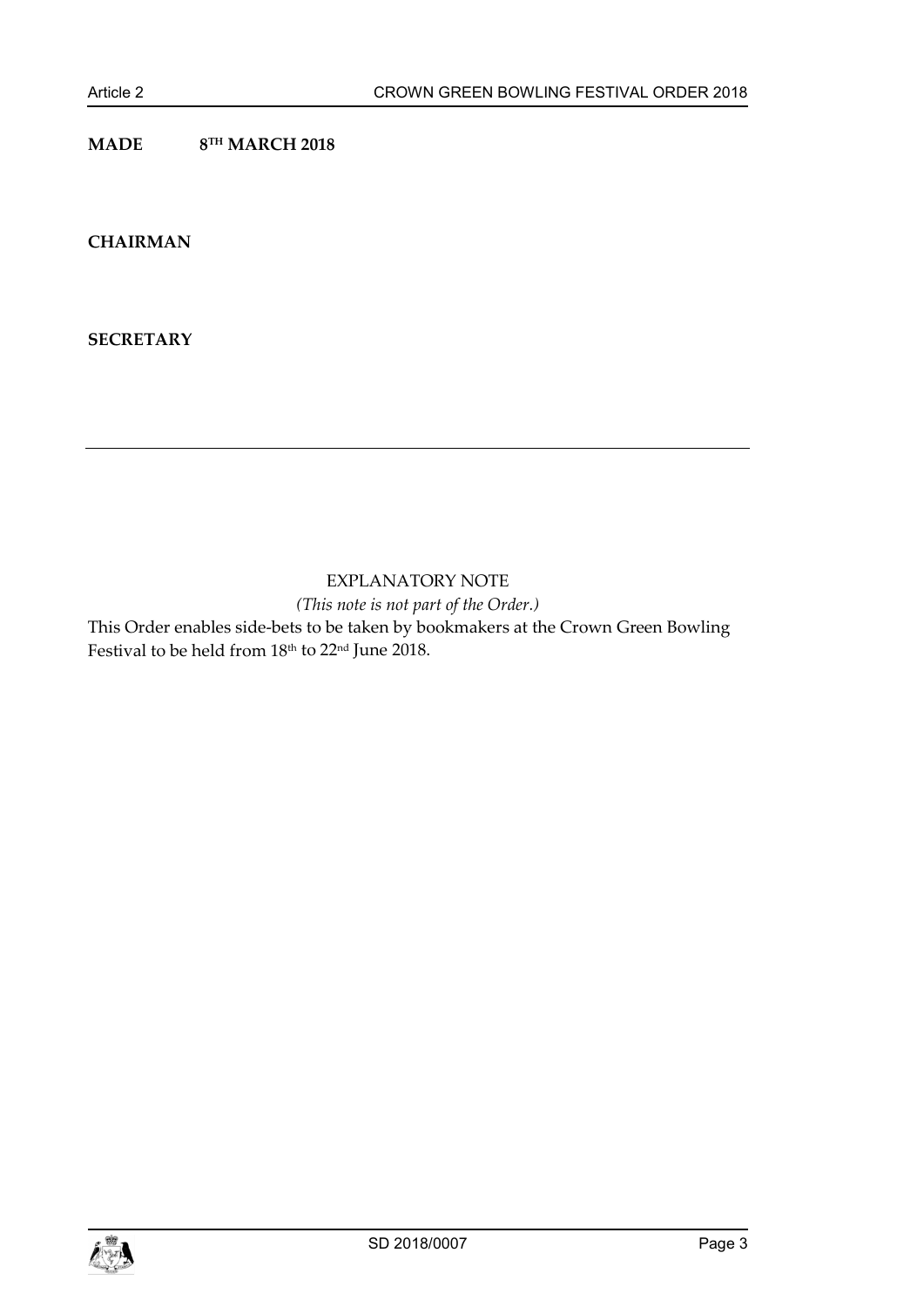**MADE 8TH MARCH 2018**

**CHAIRMAN**

**SECRETARY**

---

EXPLANATORY NOTE

*(This note is not part of the Order.)*

This Order enables side-bets to be taken by bookmakers at the Crown Green Bowling Festival to be held from 18th to 22nd June 2018.